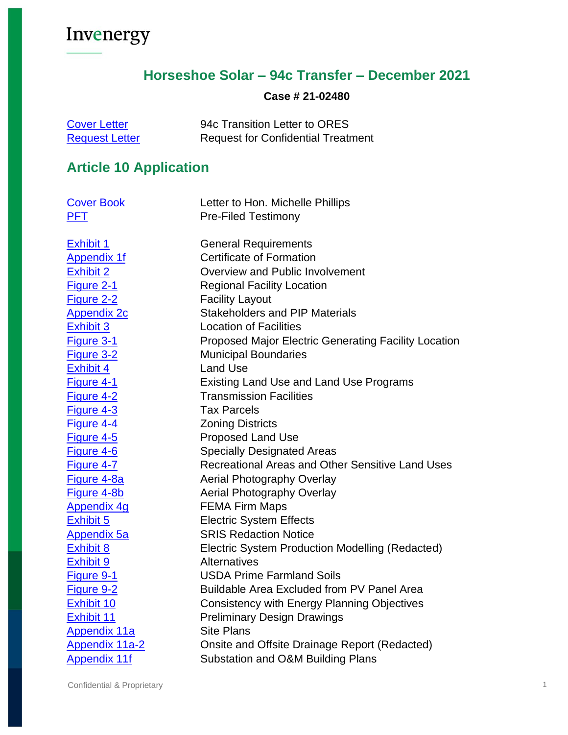Invenergy

# Horseshoe Solar – 94c Transfer – December 2021

**Case # 21-02480**

| | |
|---|---|
| Cover Letter | 94c Transition Letter to ORES |
| Request Letter | Request for Confidential Treatment |

## Article 10 Application

| | |
|---|---|
| Cover Book | Letter to Hon. Michelle Phillips |
| PFT | Pre-Filed Testimony |
| Exhibit 1 | General Requirements |
| Appendix 1f | Certificate of Formation |
| Exhibit 2 | Overview and Public Involvement |
| Figure 2-1 | Regional Facility Location |
| Figure 2-2 | Facility Layout |
| Appendix 2c | Stakeholders and PIP Materials |
| Exhibit 3 | Location of Facilities |
| Figure 3-1 | Proposed Major Electric Generating Facility Location |
| Figure 3-2 | Municipal Boundaries |
| Exhibit 4 | Land Use |
| Figure 4-1 | Existing Land Use and Land Use Programs |
| Figure 4-2 | Transmission Facilities |
| Figure 4-3 | Tax Parcels |
| Figure 4-4 | Zoning Districts |
| Figure 4-5 | Proposed Land Use |
| Figure 4-6 | Specially Designated Areas |
| Figure 4-7 | Recreational Areas and Other Sensitive Land Uses |
| Figure 4-8a | Aerial Photography Overlay |
| Figure 4-8b | Aerial Photography Overlay |
| Appendix 4g | FEMA Firm Maps |
| Exhibit 5 | Electric System Effects |
| Appendix 5a | SRIS Redaction Notice |
| Exhibit 8 | Electric System Production Modelling (Redacted) |
| Exhibit 9 | Alternatives |
| Figure 9-1 | USDA Prime Farmland Soils |
| Figure 9-2 | Buildable Area Excluded from PV Panel Area |
| Exhibit 10 | Consistency with Energy Planning Objectives |
| Exhibit 11 | Preliminary Design Drawings |
| Appendix 11a | Site Plans |
| Appendix 11a-2 | Onsite and Offsite Drainage Report (Redacted) |
| Appendix 11f | Substation and O&M Building Plans |

Confidential & Proprietary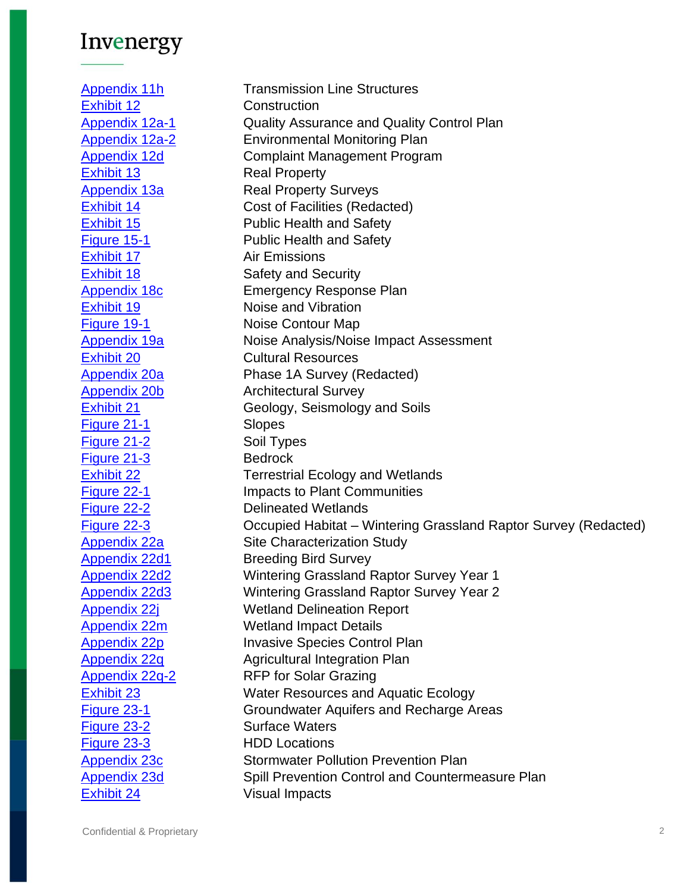Invenergy

| | |
|---|---|
| Appendix 11h | Transmission Line Structures |
| Exhibit 12 | Construction |
| Appendix 12a-1 | Quality Assurance and Quality Control Plan |
| Appendix 12a-2 | Environmental Monitoring Plan |
| Appendix 12d | Complaint Management Program |
| Exhibit 13 | Real Property |
| Appendix 13a | Real Property Surveys |
| Exhibit 14 | Cost of Facilities (Redacted) |
| Exhibit 15 | Public Health and Safety |
| Figure 15-1 | Public Health and Safety |
| Exhibit 17 | Air Emissions |
| Exhibit 18 | Safety and Security |
| Appendix 18c | Emergency Response Plan |
| Exhibit 19 | Noise and Vibration |
| Figure 19-1 | Noise Contour Map |
| Appendix 19a | Noise Analysis/Noise Impact Assessment |
| Exhibit 20 | Cultural Resources |
| Appendix 20a | Phase 1A Survey (Redacted) |
| Appendix 20b | Architectural Survey |
| Exhibit 21 | Geology, Seismology and Soils |
| Figure 21-1 | Slopes |
| Figure 21-2 | Soil Types |
| Figure 21-3 | Bedrock |
| Exhibit 22 | Terrestrial Ecology and Wetlands |
| Figure 22-1 | Impacts to Plant Communities |
| Figure 22-2 | Delineated Wetlands |
| Figure 22-3 | Occupied Habitat – Wintering Grassland Raptor Survey (Redacted) |
| Appendix 22a | Site Characterization Study |
| Appendix 22d1 | Breeding Bird Survey |
| Appendix 22d2 | Wintering Grassland Raptor Survey Year 1 |
| Appendix 22d3 | Wintering Grassland Raptor Survey Year 2 |
| Appendix 22j | Wetland Delineation Report |
| Appendix 22m | Wetland Impact Details |
| Appendix 22p | Invasive Species Control Plan |
| Appendix 22q | Agricultural Integration Plan |
| Appendix 22q-2 | RFP for Solar Grazing |
| Exhibit 23 | Water Resources and Aquatic Ecology |
| Figure 23-1 | Groundwater Aquifers and Recharge Areas |
| Figure 23-2 | Surface Waters |
| Figure 23-3 | HDD Locations |
| Appendix 23c | Stormwater Pollution Prevention Plan |
| Appendix 23d | Spill Prevention Control and Countermeasure Plan |
| Exhibit 24 | Visual Impacts |

Confidential & Proprietary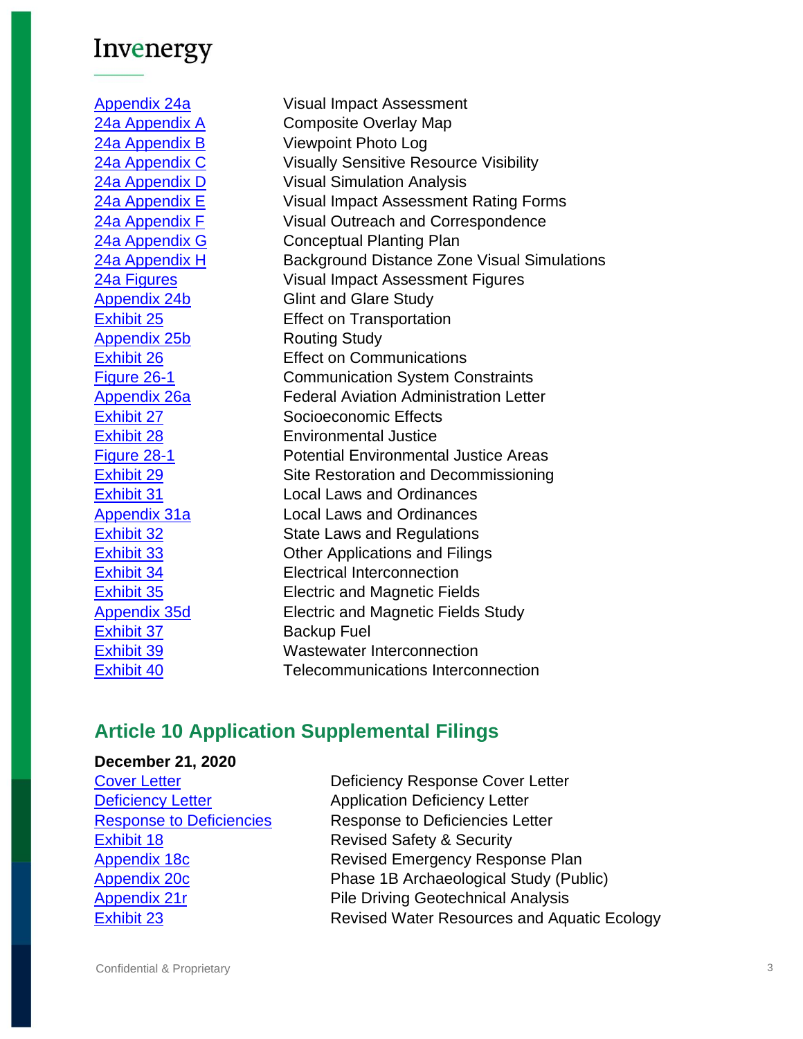| | |
|---|---|
| Appendix 24a | Visual Impact Assessment |
| 24a Appendix A | Composite Overlay Map |
| 24a Appendix B | Viewpoint Photo Log |
| 24a Appendix C | Visually Sensitive Resource Visibility |
| 24a Appendix D | Visual Simulation Analysis |
| 24a Appendix E | Visual Impact Assessment Rating Forms |
| 24a Appendix F | Visual Outreach and Correspondence |
| 24a Appendix G | Conceptual Planting Plan |
| 24a Appendix H | Background Distance Zone Visual Simulations |
| 24a Figures | Visual Impact Assessment Figures |
| Appendix 24b | Glint and Glare Study |
| Exhibit 25 | Effect on Transportation |
| Appendix 25b | Routing Study |
| Exhibit 26 | Effect on Communications |
| Figure 26-1 | Communication System Constraints |
| Appendix 26a | Federal Aviation Administration Letter |
| Exhibit 27 | Socioeconomic Effects |
| Exhibit 28 | Environmental Justice |
| Figure 28-1 | Potential Environmental Justice Areas |
| Exhibit 29 | Site Restoration and Decommissioning |
| Exhibit 31 | Local Laws and Ordinances |
| Appendix 31a | Local Laws and Ordinances |
| Exhibit 32 | State Laws and Regulations |
| Exhibit 33 | Other Applications and Filings |
| Exhibit 34 | Electrical Interconnection |
| Exhibit 35 | Electric and Magnetic Fields |
| Appendix 35d | Electric and Magnetic Fields Study |
| Exhibit 37 | Backup Fuel |
| Exhibit 39 | Wastewater Interconnection |
| Exhibit 40 | Telecommunications Interconnection |

## Article 10 Application Supplemental Filings

**December 21, 2020**

| | |
|---|---|
| Cover Letter | Deficiency Response Cover Letter |
| Deficiency Letter | Application Deficiency Letter |
| Response to Deficiencies | Response to Deficiencies Letter |
| Exhibit 18 | Revised Safety & Security |
| Appendix 18c | Revised Emergency Response Plan |
| Appendix 20c | Phase 1B Archaeological Study (Public) |
| Appendix 21r | Pile Driving Geotechnical Analysis |
| Exhibit 23 | Revised Water Resources and Aquatic Ecology |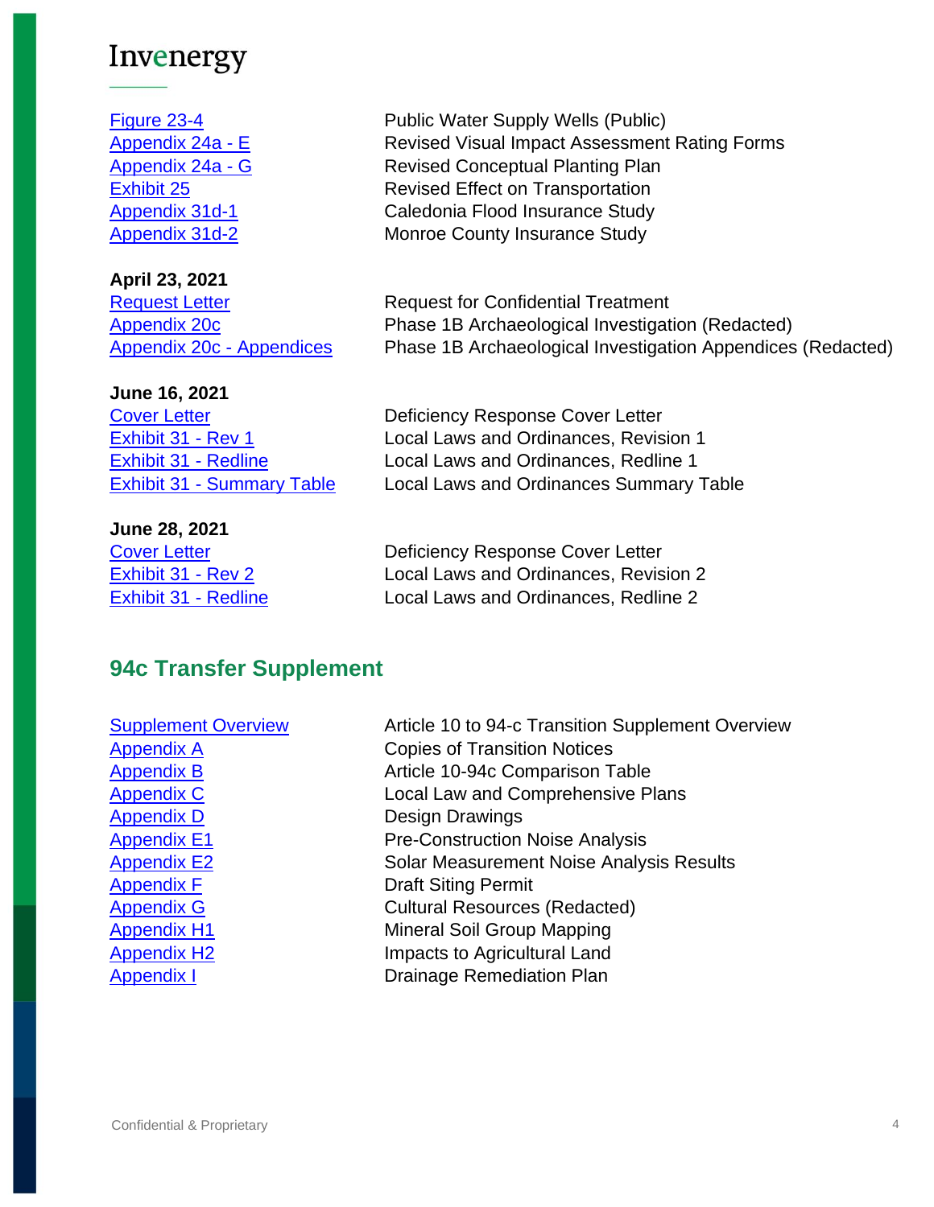| | |
|---|---|
| Figure 23-4 | Public Water Supply Wells (Public) |
| Appendix 24a - E | Revised Visual Impact Assessment Rating Forms |
| Appendix 24a - G | Revised Conceptual Planting Plan |
| Exhibit 25 | Revised Effect on Transportation |
| Appendix 31d-1 | Caledonia Flood Insurance Study |
| Appendix 31d-2 | Monroe County Insurance Study |

**April 23, 2021**

| | |
|---|---|
| Request Letter | Request for Confidential Treatment |
| Appendix 20c | Phase 1B Archaeological Investigation (Redacted) |
| Appendix 20c - Appendices | Phase 1B Archaeological Investigation Appendices (Redacted) |

**June 16, 2021**

| | |
|---|---|
| Cover Letter | Deficiency Response Cover Letter |
| Exhibit 31 - Rev 1 | Local Laws and Ordinances, Revision 1 |
| Exhibit 31 - Redline | Local Laws and Ordinances, Redline 1 |
| Exhibit 31 - Summary Table | Local Laws and Ordinances Summary Table |

**June 28, 2021**

| | |
|---|---|
| Cover Letter | Deficiency Response Cover Letter |
| Exhibit 31 - Rev 2 | Local Laws and Ordinances, Revision 2 |
| Exhibit 31 - Redline | Local Laws and Ordinances, Redline 2 |

## 94c Transfer Supplement

| | |
|---|---|
| Supplement Overview | Article 10 to 94-c Transition Supplement Overview |
| Appendix A | Copies of Transition Notices |
| Appendix B | Article 10-94c Comparison Table |
| Appendix C | Local Law and Comprehensive Plans |
| Appendix D | Design Drawings |
| Appendix E1 | Pre-Construction Noise Analysis |
| Appendix E2 | Solar Measurement Noise Analysis Results |
| Appendix F | Draft Siting Permit |
| Appendix G | Cultural Resources (Redacted) |
| Appendix H1 | Mineral Soil Group Mapping |
| Appendix H2 | Impacts to Agricultural Land |
| Appendix I | Drainage Remediation Plan |